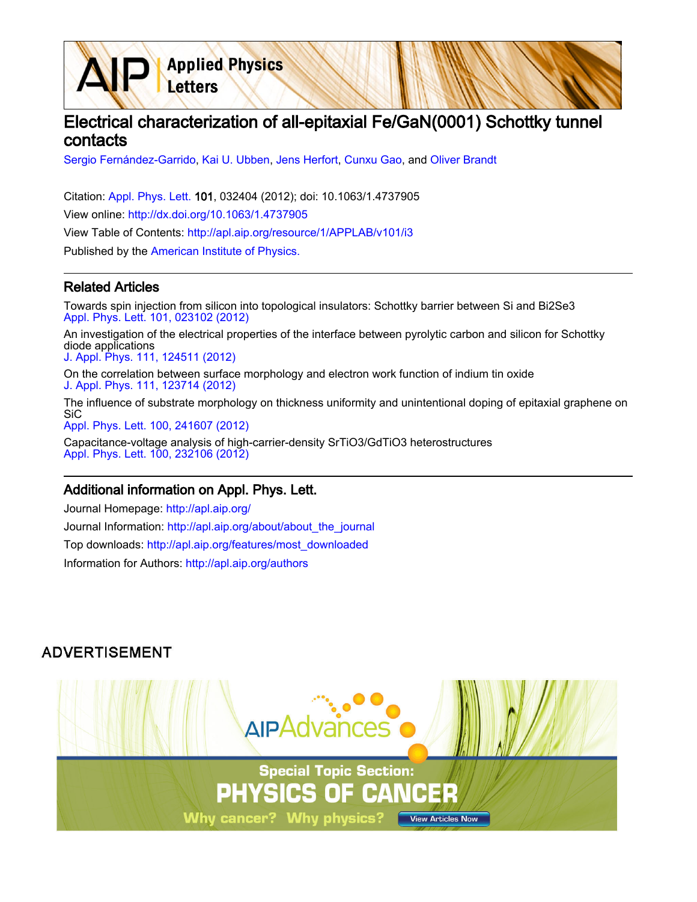# Electrical characterization of all-epitaxial Fe/GaN(0001) Schottky tunnel contacts

Sergio Fernández-Garrido, Kai U. Ubben, Jens Herfort, Cunxu Gao, and Oliver Brandt

Citation: Appl. Phys. Lett. **101**, 032404 (2012); doi: 10.1063/1.4737905

View online: http://dx.doi.org/10.1063/1.4737905

View Table of Contents: http://apl.aip.org/resource/1/APPLAB/v101/i3

Published by the American Institute of Physics.

## Related Articles

Towards spin injection from silicon into topological insulators: Schottky barrier between Si and Bi2Se3
Appl. Phys. Lett. 101, 023102 (2012)

An investigation of the electrical properties of the interface between pyrolytic carbon and silicon for Schottky diode applications
J. Appl. Phys. 111, 124511 (2012)

On the correlation between surface morphology and electron work function of indium tin oxide
J. Appl. Phys. 111, 123714 (2012)

The influence of substrate morphology on thickness uniformity and unintentional doping of epitaxial graphene on SiC
Appl. Phys. Lett. 100, 241607 (2012)

Capacitance-voltage analysis of high-carrier-density SrTiO3/GdTiO3 heterostructures
Appl. Phys. Lett. 100, 232106 (2012)

## Additional information on Appl. Phys. Lett.

Journal Homepage: http://apl.aip.org/

Journal Information: http://apl.aip.org/about/about_the_journal

Top downloads: http://apl.aip.org/features/most_downloaded

Information for Authors: http://apl.aip.org/authors

ADVERTISEMENT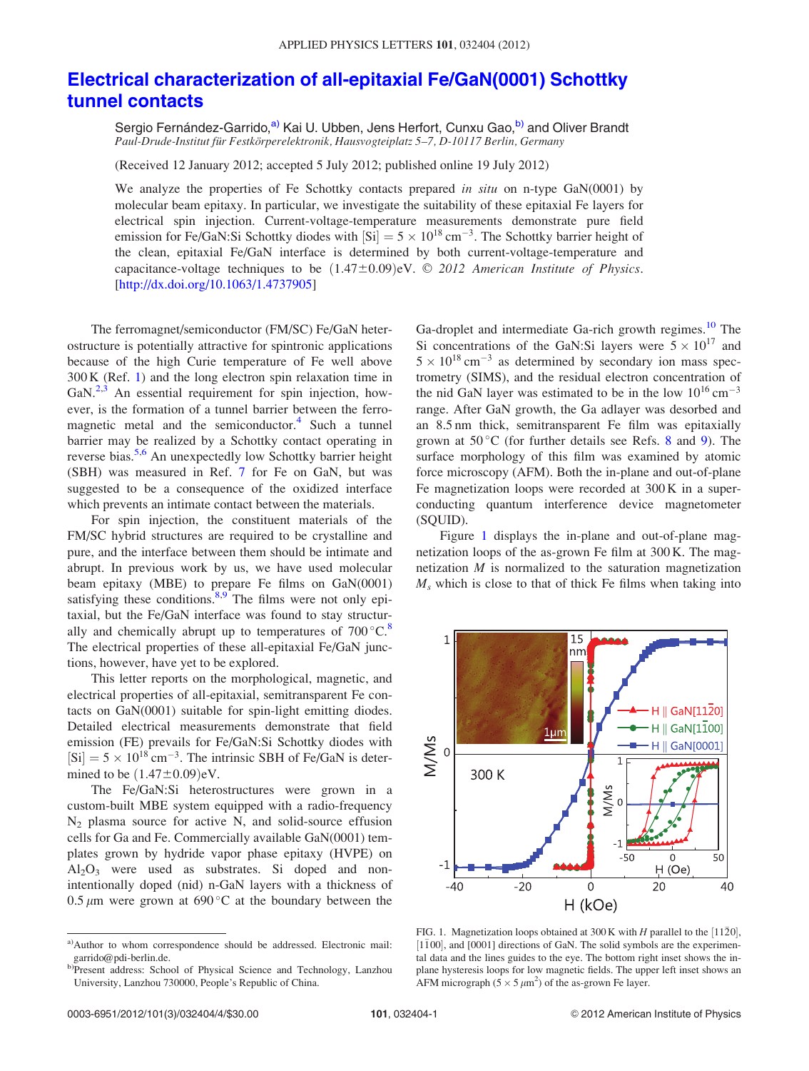# Electrical characterization of all-epitaxial Fe/GaN(0001) Schottky tunnel contacts

Sergio Fernández-Garrido,[a] Kai U. Ubben, Jens Herfort, Cunxu Gao,[b] and Oliver Brandt

*Paul-Drude-Institut für Festkörperelektronik, Hausvogteiplatz 5–7, D-10117 Berlin, Germany*

(Received 12 January 2012; accepted 5 July 2012; published online 19 July 2012)

We analyze the properties of Fe Schottky contacts prepared *in situ* on n-type GaN(0001) by molecular beam epitaxy. In particular, we investigate the suitability of these epitaxial Fe layers for electrical spin injection. Current-voltage-temperature measurements demonstrate pure field emission for Fe/GaN:Si Schottky diodes with $[\mathrm{Si}] = 5 \times 10^{18}\,\mathrm{cm}^{-3}$. The Schottky barrier height of the clean, epitaxial Fe/GaN interface is determined by both current-voltage-temperature and capacitance-voltage techniques to be $(1.47 \pm 0.09)$eV. © *2012 American Institute of Physics*. [http://dx.doi.org/10.1063/1.4737905]

The ferromagnet/semiconductor (FM/SC) Fe/GaN heterostructure is potentially attractive for spintronic applications because of the high Curie temperature of Fe well above 300 K (Ref. 1) and the long electron spin relaxation time in GaN.[2,3] An essential requirement for spin injection, however, is the formation of a tunnel barrier between the ferromagnetic metal and the semiconductor.[4] Such a tunnel barrier may be realized by a Schottky contact operating in reverse bias.[5,6] An unexpectedly low Schottky barrier height (SBH) was measured in Ref. 7 for Fe on GaN, but was suggested to be a consequence of the oxidized interface which prevents an intimate contact between the materials.

For spin injection, the constituent materials of the FM/SC hybrid structures are required to be crystalline and pure, and the interface between them should be intimate and abrupt. In previous work by us, we have used molecular beam epitaxy (MBE) to prepare Fe films on GaN(0001) satisfying these conditions.[8,9] The films were not only epitaxial, but the Fe/GaN interface was found to stay structurally and chemically abrupt up to temperatures of 700 °C.[8] The electrical properties of these all-epitaxial Fe/GaN junctions, however, have yet to be explored.

This letter reports on the morphological, magnetic, and electrical properties of all-epitaxial, semitransparent Fe contacts on GaN(0001) suitable for spin-light emitting diodes. Detailed electrical measurements demonstrate that field emission (FE) prevails for Fe/GaN:Si Schottky diodes with $[\mathrm{Si}] = 5 \times 10^{18}\,\mathrm{cm}^{-3}$. The intrinsic SBH of Fe/GaN is determined to be $(1.47 \pm 0.09)$eV.

The Fe/GaN:Si heterostructures were grown in a custom-built MBE system equipped with a radio-frequency $N_2$ plasma source for active N, and solid-source effusion cells for Ga and Fe. Commercially available GaN(0001) templates grown by hydride vapor phase epitaxy (HVPE) on $Al_2O_3$ were used as substrates. Si doped and non-intentionally doped (nid) n-GaN layers with a thickness of 0.5 $\mu$m were grown at 690 °C at the boundary between the Ga-droplet and intermediate Ga-rich growth regimes.[10] The Si concentrations of the GaN:Si layers were $5 \times 10^{17}$ and $5 \times 10^{18}\,\mathrm{cm}^{-3}$ as determined by secondary ion mass spectrometry (SIMS), and the residual electron concentration of the nid GaN layer was estimated to be in the low $10^{16}\,\mathrm{cm}^{-3}$ range. After GaN growth, the Ga adlayer was desorbed and an 8.5 nm thick, semitransparent Fe film was epitaxially grown at 50 °C (for further details see Refs. 8 and 9). The surface morphology of this film was examined by atomic force microscopy (AFM). Both the in-plane and out-of-plane Fe magnetization loops were recorded at 300 K in a superconducting quantum interference device magnetometer (SQUID).

Figure 1 displays the in-plane and out-of-plane magnetization loops of the as-grown Fe film at 300 K. The magnetization $M$ is normalized to the saturation magnetization $M_s$ which is close to that of thick Fe films when taking into

FIG. 1. Magnetization loops obtained at 300 K with $H$ parallel to the $[11\bar{2}0]$, $[1\bar{1}00]$, and [0001] directions of GaN. The solid symbols are the experimental data and the lines guides to the eye. The bottom right inset shows the in-plane hysteresis loops for low magnetic fields. The upper left inset shows an AFM micrograph ($5 \times 5\,\mu\mathrm{m}^2$) of the as-grown Fe layer.

---

[a] Author to whom correspondence should be addressed. Electronic mail: garrido@pdi-berlin.de.

[b] Present address: School of Physical Science and Technology, Lanzhou University, Lanzhou 730000, People's Republic of China.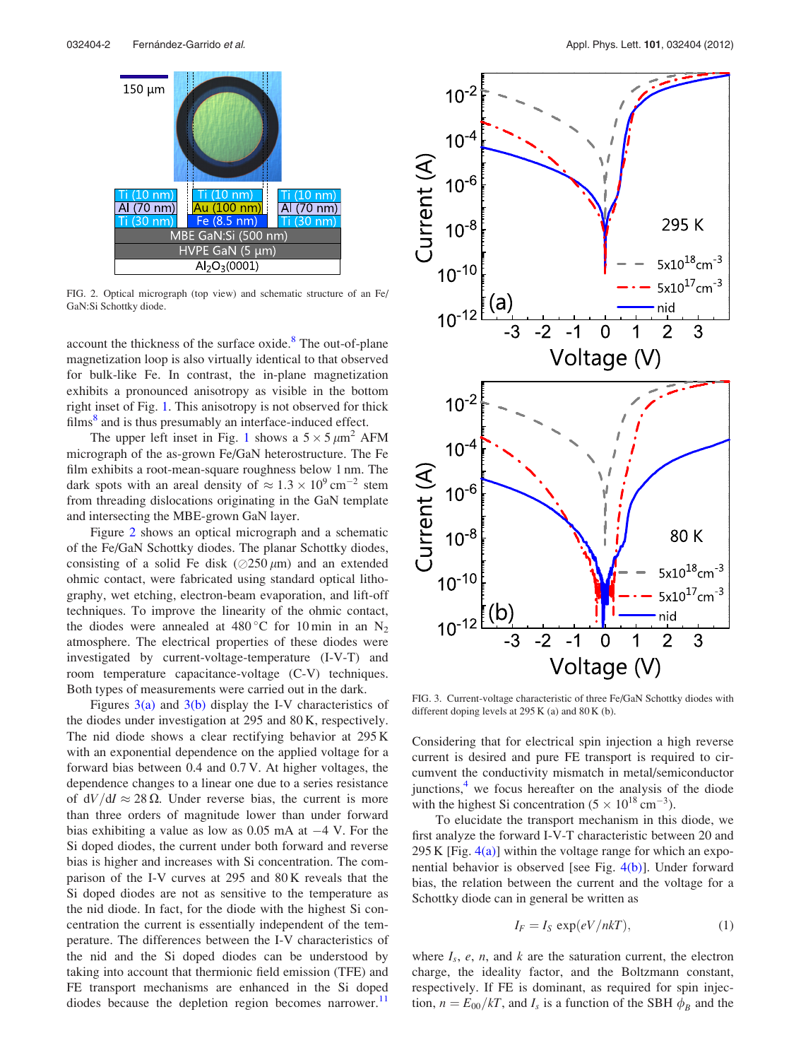FIG. 2. Optical micrograph (top view) and schematic structure of an Fe/GaN:Si Schottky diode.

account the thickness of the surface oxide.[8] The out-of-plane magnetization loop is also virtually identical to that observed for bulk-like Fe. In contrast, the in-plane magnetization exhibits a pronounced anisotropy as visible in the bottom right inset of Fig. 1. This anisotropy is not observed for thick films[8] and is thus presumably an interface-induced effect.

The upper left inset in Fig. 1 shows a $5 \times 5\,\mu m^2$ AFM micrograph of the as-grown Fe/GaN heterostructure. The Fe film exhibits a root-mean-square roughness below 1 nm. The dark spots with an areal density of $\approx 1.3 \times 10^9\,cm^{-2}$ stem from threading dislocations originating in the GaN template and intersecting the MBE-grown GaN layer.

Figure 2 shows an optical micrograph and a schematic of the Fe/GaN Schottky diodes. The planar Schottky diodes, consisting of a solid Fe disk ($\oslash 250\,\mu m$) and an extended ohmic contact, were fabricated using standard optical lithography, wet etching, electron-beam evaporation, and lift-off techniques. To improve the linearity of the ohmic contact, the diodes were annealed at 480 °C for 10 min in an $N_2$ atmosphere. The electrical properties of these diodes were investigated by current-voltage-temperature (I-V-T) and room temperature capacitance-voltage (C-V) techniques. Both types of measurements were carried out in the dark.

Figures 3(a) and 3(b) display the I-V characteristics of the diodes under investigation at 295 and 80 K, respectively. The nid diode shows a clear rectifying behavior at 295 K with an exponential dependence on the applied voltage for a forward bias between 0.4 and 0.7 V. At higher voltages, the dependence changes to a linear one due to a series resistance of $dV/dI \approx 28\,\Omega$. Under reverse bias, the current is more than three orders of magnitude lower than under forward bias exhibiting a value as low as 0.05 mA at −4 V. For the Si doped diodes, the current under both forward and reverse bias is higher and increases with Si concentration. The comparison of the I-V curves at 295 and 80 K reveals that the Si doped diodes are not as sensitive to the temperature as the nid diode. In fact, for the diode with the highest Si concentration the current is essentially independent of the temperature. The differences between the I-V characteristics of the nid and the Si doped diodes can be understood by taking into account that thermionic field emission (TFE) and FE transport mechanisms are enhanced in the Si doped diodes because the depletion region becomes narrower.[11]

FIG. 3. Current-voltage characteristic of three Fe/GaN Schottky diodes with different doping levels at 295 K (a) and 80 K (b).

Considering that for electrical spin injection a high reverse current is desired and pure FE transport is required to circumvent the conductivity mismatch in metal/semiconductor junctions,[4] we focus hereafter on the analysis of the diode with the highest Si concentration ($5 \times 10^{18}\,cm^{-3}$).

To elucidate the transport mechanism in this diode, we first analyze the forward I-V-T characteristic between 20 and 295 K [Fig. 4(a)] within the voltage range for which an exponential behavior is observed [see Fig. 4(b)]. Under forward bias, the relation between the current and the voltage for a Schottky diode can in general be written as

$$I_F = I_S \exp(eV/nkT), \tag{1}$$

where $I_s$, $e$, $n$, and $k$ are the saturation current, the electron charge, the ideality factor, and the Boltzmann constant, respectively. If FE is dominant, as required for spin injection, $n = E_{00}/kT$, and $I_s$ is a function of the SBH $\phi_B$ and the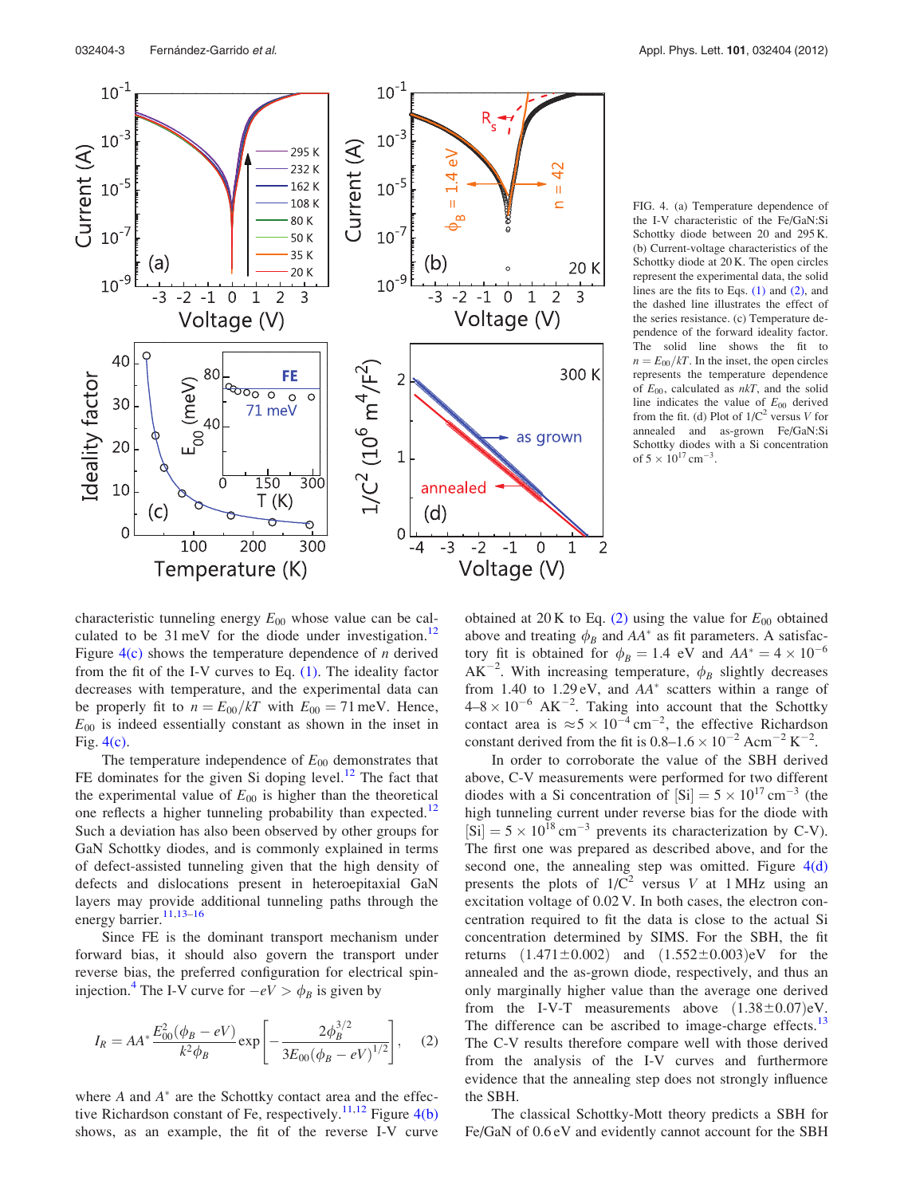FIG. 4. (a) Temperature dependence of the I-V characteristic of the Fe/GaN:Si Schottky diode between 20 and 295 K. (b) Current-voltage characteristics of the Schottky diode at 20 K. The open circles represent the experimental data, the solid lines are the fits to Eqs. (1) and (2), and the dashed line illustrates the effect of the series resistance. (c) Temperature dependence of the forward ideality factor. The solid line shows the fit to $n = E_{00}/kT$. In the inset, the open circles represents the temperature dependence of $E_{00}$, calculated as $nkT$, and the solid line indicates the value of $E_{00}$ derived from the fit. (d) Plot of $1/C^2$ versus $V$ for annealed and as-grown Fe/GaN:Si Schottky diodes with a Si concentration of $5 \times 10^{17}$ cm$^{-3}$.

characteristic tunneling energy $E_{00}$ whose value can be calculated to be 31 meV for the diode under investigation.[12] Figure 4(c) shows the temperature dependence of $n$ derived from the fit of the I-V curves to Eq. (1). The ideality factor decreases with temperature, and the experimental data can be properly fit to $n = E_{00}/kT$ with $E_{00} = 71$ meV. Hence, $E_{00}$ is indeed essentially constant as shown in the inset in Fig. 4(c).

The temperature independence of $E_{00}$ demonstrates that FE dominates for the given Si doping level.[12] The fact that the experimental value of $E_{00}$ is higher than the theoretical one reflects a higher tunneling probability than expected.[12] Such a deviation has also been observed by other groups for GaN Schottky diodes, and is commonly explained in terms of defect-assisted tunneling given that the high density of defects and dislocations present in heteroepitaxial GaN layers may provide additional tunneling paths through the energy barrier.[11,13–16]

Since FE is the dominant transport mechanism under forward bias, it should also govern the transport under reverse bias, the preferred configuration for electrical spin-injection.[4] The I-V curve for $-eV > \phi_B$ is given by

$$I_R = AA^* \frac{E_{00}^2(\phi_B - eV)}{k^2\phi_B} \exp\left[-\frac{2\phi_B^{3/2}}{3E_{00}(\phi_B - eV)^{1/2}}\right], \quad (2)$$

where $A$ and $A^*$ are the Schottky contact area and the effective Richardson constant of Fe, respectively.[11,12] Figure 4(b) shows, as an example, the fit of the reverse I-V curve obtained at 20 K to Eq. (2) using the value for $E_{00}$ obtained above and treating $\phi_B$ and $AA^*$ as fit parameters. A satisfactory fit is obtained for $\phi_B = 1.4$ eV and $AA^* = 4 \times 10^{-6}$ AK$^{-2}$. With increasing temperature, $\phi_B$ slightly decreases from 1.40 to 1.29 eV, and $AA^*$ scatters within a range of 4–8 $\times 10^{-6}$ AK$^{-2}$. Taking into account that the Schottky contact area is $\approx 5 \times 10^{-4}$ cm$^{-2}$, the effective Richardson constant derived from the fit is 0.8–1.6 $\times 10^{-2}$ Acm$^{-2}$ K$^{-2}$.

In order to corroborate the value of the SBH derived above, C-V measurements were performed for two different diodes with a Si concentration of [Si] $= 5 \times 10^{17}$ cm$^{-3}$ (the high tunneling current under reverse bias for the diode with [Si] $= 5 \times 10^{18}$ cm$^{-3}$ prevents its characterization by C-V). The first one was prepared as described above, and for the second one, the annealing step was omitted. Figure 4(d) presents the plots of $1/C^2$ versus $V$ at 1 MHz using an excitation voltage of 0.02 V. In both cases, the electron concentration required to fit the data is close to the actual Si concentration determined by SIMS. For the SBH, the fit returns $(1.471 \pm 0.002)$ and $(1.552 \pm 0.003)$eV for the annealed and the as-grown diode, respectively, and thus an only marginally higher value than the average one derived from the I-V-T measurements above $(1.38 \pm 0.07)$eV. The difference can be ascribed to image-charge effects.[13] The C-V results therefore compare well with those derived from the analysis of the I-V curves and furthermore evidence that the annealing step does not strongly influence the SBH.

The classical Schottky-Mott theory predicts a SBH for Fe/GaN of 0.6 eV and evidently cannot account for the SBH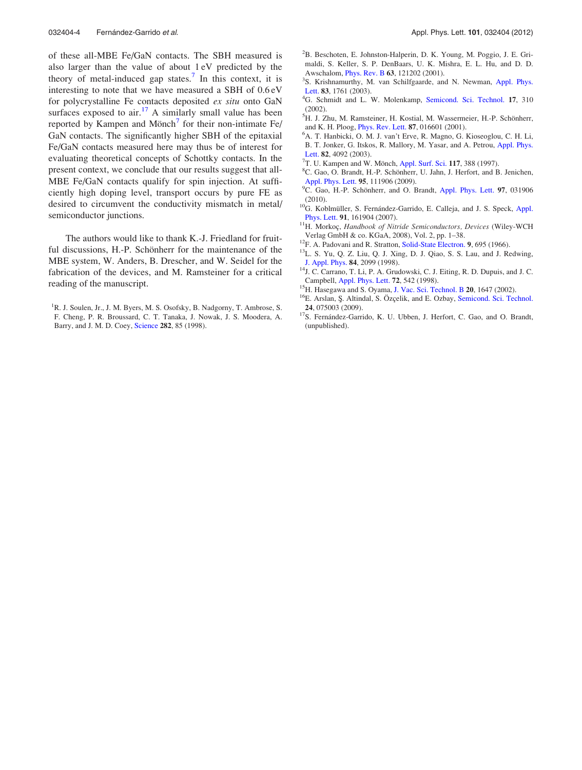of these all-MBE Fe/GaN contacts. The SBH measured is also larger than the value of about 1 eV predicted by the theory of metal-induced gap states.[7] In this context, it is interesting to note that we have measured a SBH of 0.6 eV for polycrystalline Fe contacts deposited *ex situ* onto GaN surfaces exposed to air.[17] A similarly small value has been reported by Kampen and Mönch[7] for their non-intimate Fe/GaN contacts. The significantly higher SBH of the epitaxial Fe/GaN contacts measured here may thus be of interest for evaluating theoretical concepts of Schottky contacts. In the present context, we conclude that our results suggest that all-MBE Fe/GaN contacts qualify for spin injection. At sufficiently high doping level, transport occurs by pure FE as desired to circumvent the conductivity mismatch in metal/semiconductor junctions.

The authors would like to thank K.-J. Friedland for fruitful discussions, H.-P. Schönherr for the maintenance of the MBE system, W. Anders, B. Drescher, and W. Seidel for the fabrication of the devices, and M. Ramsteiner for a critical reading of the manuscript.

[1] R. J. Soulen, Jr., J. M. Byers, M. S. Osofsky, B. Nadgorny, T. Ambrose, S. F. Cheng, P. R. Broussard, C. T. Tanaka, J. Nowak, J. S. Moodera, A. Barry, and J. M. D. Coey, Science **282**, 85 (1998).

[2] B. Beschoten, E. Johnston-Halperin, D. K. Young, M. Poggio, J. E. Grimaldi, S. Keller, S. P. DenBaars, U. K. Mishra, E. L. Hu, and D. D. Awschalom, Phys. Rev. B **63**, 121202 (2001).

[3] S. Krishnamurthy, M. van Schilfgaarde, and N. Newman, Appl. Phys. Lett. **83**, 1761 (2003).

[4] G. Schmidt and L. W. Molenkamp, Semicond. Sci. Technol. **17**, 310 (2002).

[5] H. J. Zhu, M. Ramsteiner, H. Kostial, M. Wassermeier, H.-P. Schönherr, and K. H. Ploog, Phys. Rev. Lett. **87**, 016601 (2001).

[6] A. T. Hanbicki, O. M. J. van't Erve, R. Magno, G. Kioseoglou, C. H. Li, B. T. Jonker, G. Itskos, R. Mallory, M. Yasar, and A. Petrou, Appl. Phys. Lett. **82**, 4092 (2003).

[7] T. U. Kampen and W. Mönch, Appl. Surf. Sci. **117**, 388 (1997).

[8] C. Gao, O. Brandt, H.-P. Schönherr, U. Jahn, J. Herfort, and B. Jenichen, Appl. Phys. Lett. **95**, 111906 (2009).

[9] C. Gao, H.-P. Schönherr, and O. Brandt, Appl. Phys. Lett. **97**, 031906 (2010).

[10] G. Koblmüller, S. Fernández-Garrido, E. Calleja, and J. S. Speck, Appl. Phys. Lett. **91**, 161904 (2007).

[11] H. Morkoç, *Handbook of Nitride Semiconductors, Devices* (Wiley-WCH Verlag GmbH & co. KGaA, 2008), Vol. 2, pp. 1–38.

[12] F. A. Padovani and R. Stratton, Solid-State Electron. **9**, 695 (1966).

[13] L. S. Yu, Q. Z. Liu, Q. J. Xing, D. J. Qiao, S. S. Lau, and J. Redwing, J. Appl. Phys. **84**, 2099 (1998).

[14] J. C. Carrano, T. Li, P. A. Grudowski, C. J. Eiting, R. D. Dupuis, and J. C. Campbell, Appl. Phys. Lett. **72**, 542 (1998).

[15] H. Hasegawa and S. Oyama, J. Vac. Sci. Technol. B **20**, 1647 (2002).

[16] E. Arslan, Ş. Altındal, S. Özçelik, and E. Ozbay, Semicond. Sci. Technol. **24**, 075003 (2009).

[17] S. Fernández-Garrido, K. U. Ubben, J. Herfort, C. Gao, and O. Brandt, (unpublished).